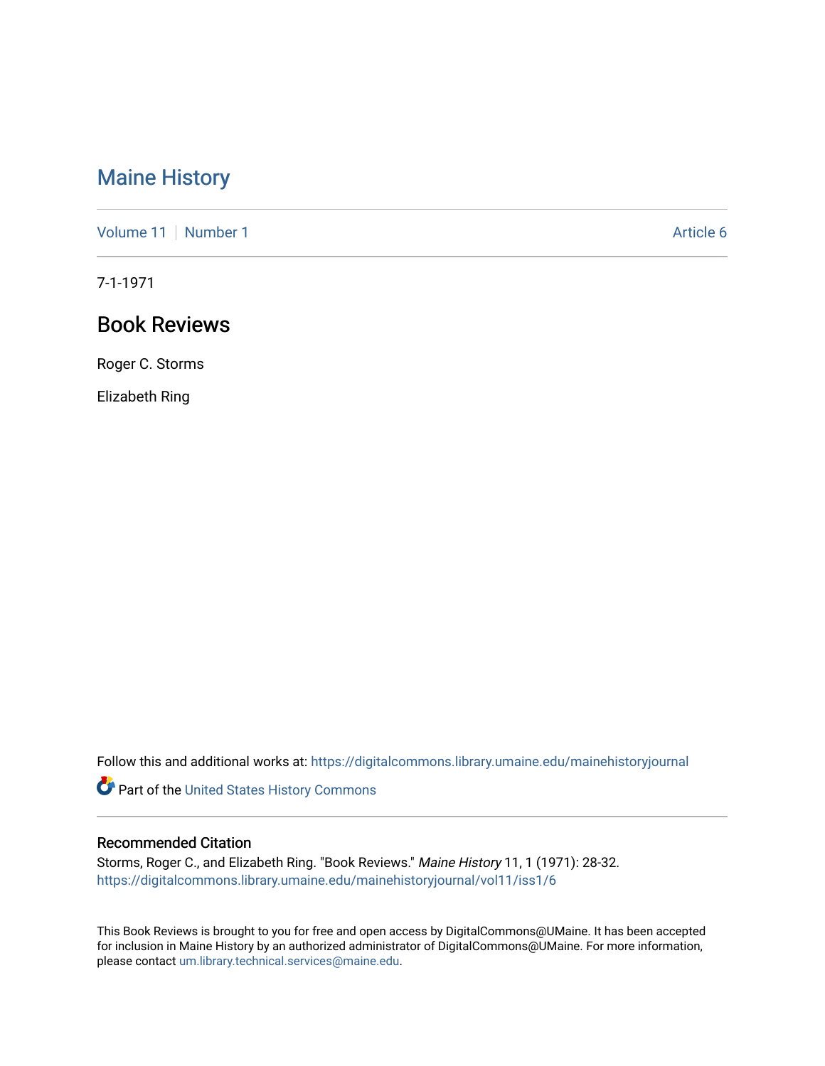# Maine History

Volume 11 | Number 1 | Article 6

7-1-1971

## Book Reviews

Roger C. Storms

Elizabeth Ring

Follow this and additional works at: https://digitalcommons.library.umaine.edu/mainehistoryjournal

Part of the United States History Commons

### Recommended Citation

Storms, Roger C., and Elizabeth Ring. "Book Reviews." *Maine History* 11, 1 (1971): 28-32.
https://digitalcommons.library.umaine.edu/mainehistoryjournal/vol11/iss1/6

This Book Reviews is brought to you for free and open access by DigitalCommons@UMaine. It has been accepted for inclusion in Maine History by an authorized administrator of DigitalCommons@UMaine. For more information, please contact um.library.technical.services@maine.edu.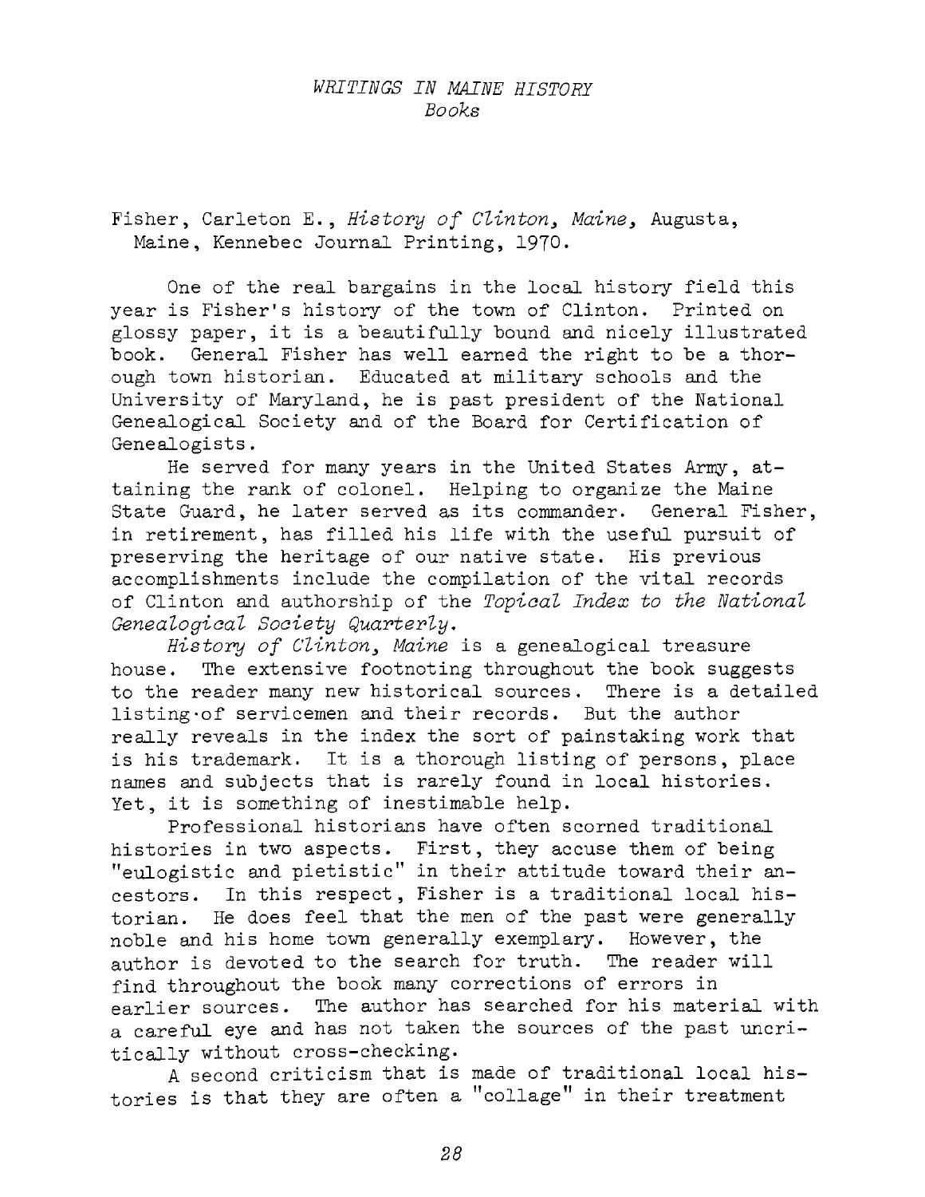*WRITINGS IN MAINE HISTORY*
*Books*

Fisher, Carleton E., *History of Clinton, Maine*, Augusta, Maine, Kennebec Journal Printing, 1970.

One of the real bargains in the local history field this year is Fisher's history of the town of Clinton. Printed on glossy paper, it is a beautifully bound and nicely illustrated book. General Fisher has well earned the right to be a thorough town historian. Educated at military schools and the University of Maryland, he is past president of the National Genealogical Society and of the Board for Certification of Genealogists.

He served for many years in the United States Army, attaining the rank of colonel. Helping to organize the Maine State Guard, he later served as its commander. General Fisher, in retirement, has filled his life with the useful pursuit of preserving the heritage of our native state. His previous accomplishments include the compilation of the vital records of Clinton and authorship of the *Topical Index to the National Genealogical Society Quarterly*.

*History of Clinton, Maine* is a genealogical treasure house. The extensive footnoting throughout the book suggests to the reader many new historical sources. There is a detailed listing of servicemen and their records. But the author really reveals in the index the sort of painstaking work that is his trademark. It is a thorough listing of persons, place names and subjects that is rarely found in local histories. Yet, it is something of inestimable help.

Professional historians have often scorned traditional histories in two aspects. First, they accuse them of being "eulogistic and pietistic" in their attitude toward their ancestors. In this respect, Fisher is a traditional local historian. He does feel that the men of the past were generally noble and his home town generally exemplary. However, the author is devoted to the search for truth. The reader will find throughout the book many corrections of errors in earlier sources. The author has searched for his material with a careful eye and has not taken the sources of the past uncritically without cross-checking.

A second criticism that is made of traditional local histories is that they are often a "collage" in their treatment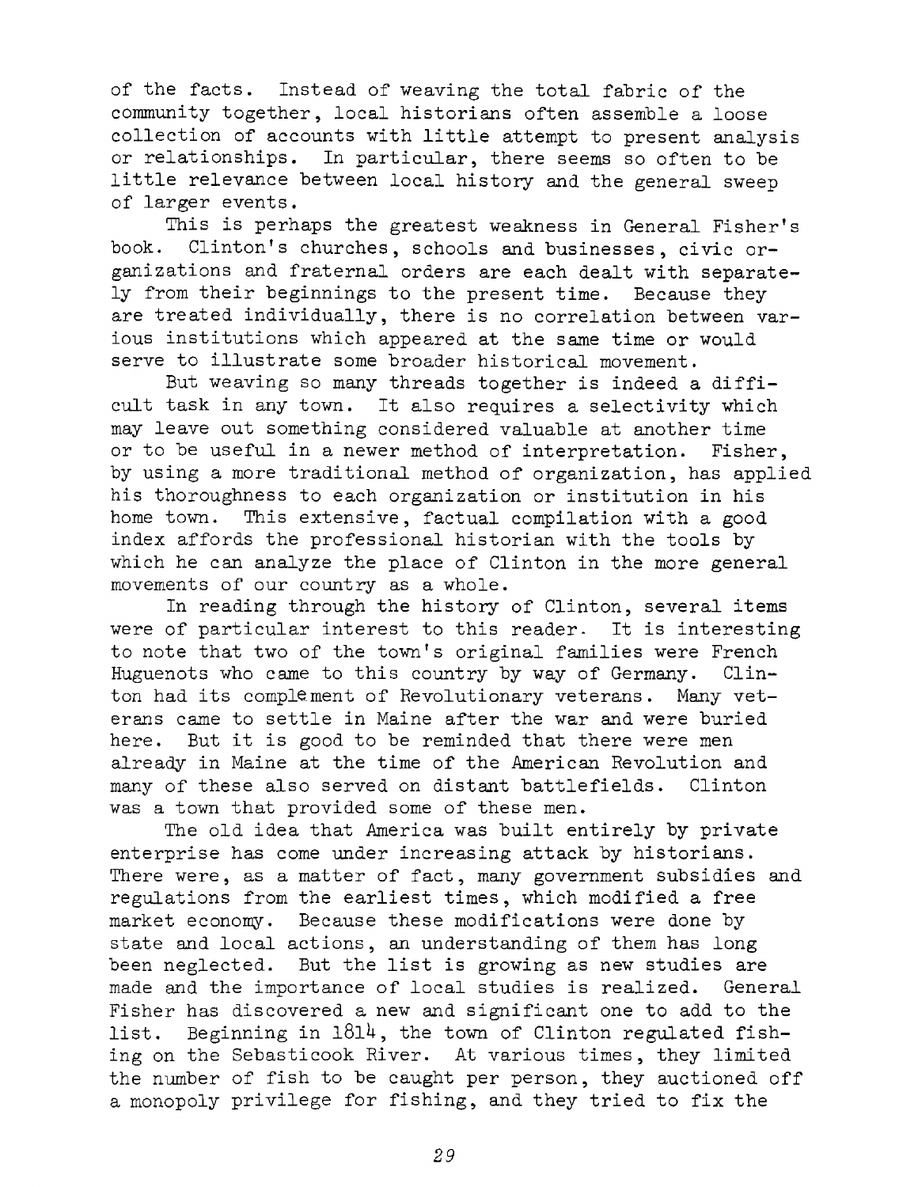of the facts. Instead of weaving the total fabric of the community together, local historians often assemble a loose collection of accounts with little attempt to present analysis or relationships. In particular, there seems so often to be little relevance between local history and the general sweep of larger events.

This is perhaps the greatest weakness in General Fisher's book. Clinton's churches, schools and businesses, civic organizations and fraternal orders are each dealt with separately from their beginnings to the present time. Because they are treated individually, there is no correlation between various institutions which appeared at the same time or would serve to illustrate some broader historical movement.

But weaving so many threads together is indeed a difficult task in any town. It also requires a selectivity which may leave out something considered valuable at another time or to be useful in a newer method of interpretation. Fisher, by using a more traditional method of organization, has applied his thoroughness to each organization or institution in his home town. This extensive, factual compilation with a good index affords the professional historian with the tools by which he can analyze the place of Clinton in the more general movements of our country as a whole.

In reading through the history of Clinton, several items were of particular interest to this reader. It is interesting to note that two of the town's original families were French Huguenots who came to this country by way of Germany. Clinton had its complement of Revolutionary veterans. Many veterans came to settle in Maine after the war and were buried here. But it is good to be reminded that there were men already in Maine at the time of the American Revolution and many of these also served on distant battlefields. Clinton was a town that provided some of these men.

The old idea that America was built entirely by private enterprise has come under increasing attack by historians. There were, as a matter of fact, many government subsidies and regulations from the earliest times, which modified a free market economy. Because these modifications were done by state and local actions, an understanding of them has long been neglected. But the list is growing as new studies are made and the importance of local studies is realized. General Fisher has discovered a new and significant one to add to the list. Beginning in 1814, the town of Clinton regulated fishing on the Sebasticook River. At various times, they limited the number of fish to be caught per person, they auctioned off a monopoly privilege for fishing, and they tried to fix the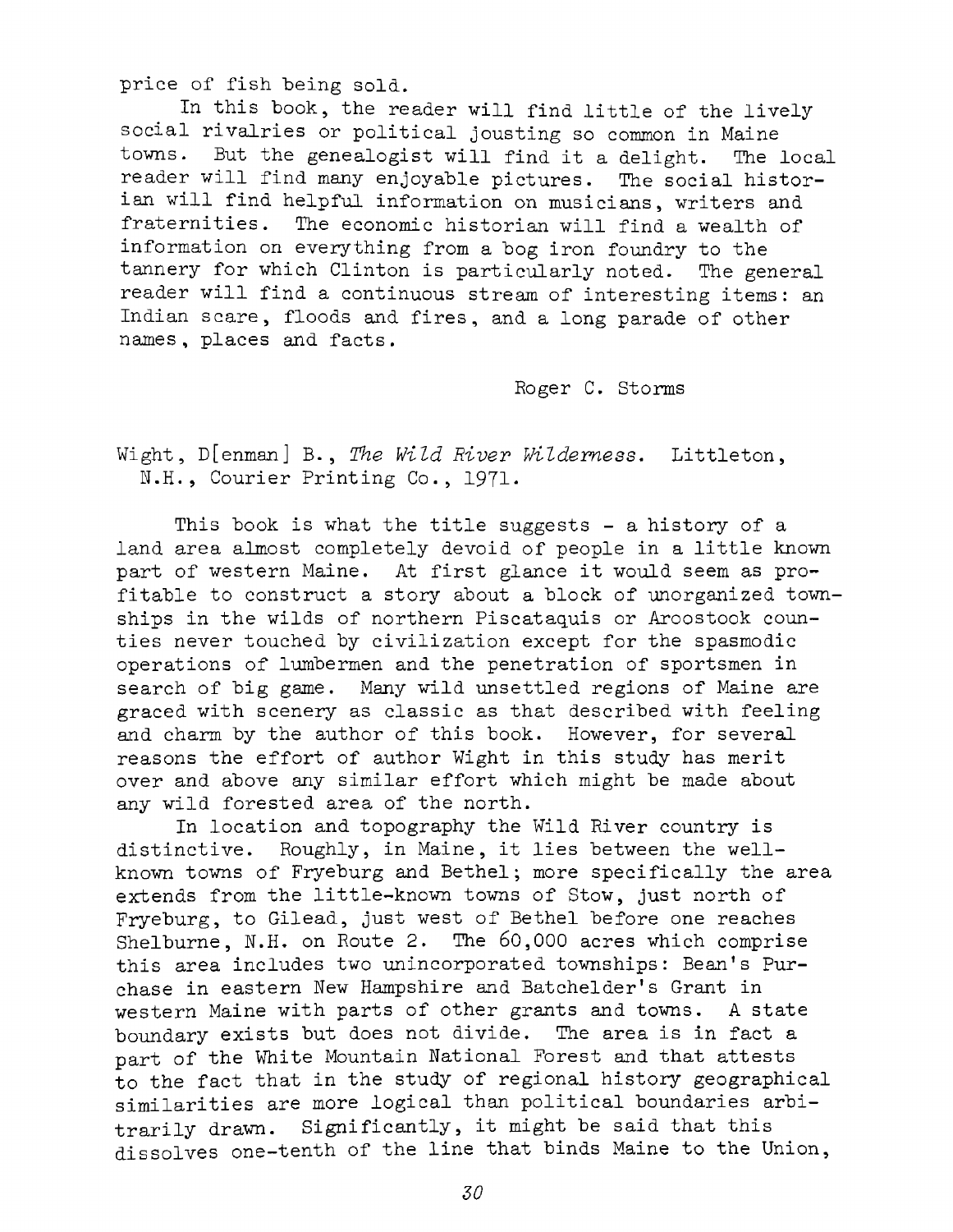price of fish being sold.

In this book, the reader will find little of the lively social rivalries or political jousting so common in Maine towns. But the genealogist will find it a delight. The local reader will find many enjoyable pictures. The social historian will find helpful information on musicians, writers and fraternities. The economic historian will find a wealth of information on everything from a bog iron foundry to the tannery for which Clinton is particularly noted. The general reader will find a continuous stream of interesting items: an Indian scare, floods and fires, and a long parade of other names, places and facts.

Roger C. Storms

Wight, D[enman] B., *The Wild River Wilderness.* Littleton, N.H., Courier Printing Co., 1971.

This book is what the title suggests - a history of a land area almost completely devoid of people in a little known part of western Maine. At first glance it would seem as profitable to construct a story about a block of unorganized townships in the wilds of northern Piscataquis or Aroostook counties never touched by civilization except for the spasmodic operations of lumbermen and the penetration of sportsmen in search of big game. Many wild unsettled regions of Maine are graced with scenery as classic as that described with feeling and charm by the author of this book. However, for several reasons the effort of author Wight in this study has merit over and above any similar effort which might be made about any wild forested area of the north.

In location and topography the Wild River country is distinctive. Roughly, in Maine, it lies between the well-known towns of Fryeburg and Bethel; more specifically the area extends from the little-known towns of Stow, just north of Fryeburg, to Gilead, just west of Bethel before one reaches Shelburne, N.H. on Route 2. The 60,000 acres which comprise this area includes two unincorporated townships: Bean's Purchase in eastern New Hampshire and Batchelder's Grant in western Maine with parts of other grants and towns. A state boundary exists but does not divide. The area is in fact a part of the White Mountain National Forest and that attests to the fact that in the study of regional history geographical similarities are more logical than political boundaries arbitrarily drawn. Significantly, it might be said that this dissolves one-tenth of the line that binds Maine to the Union,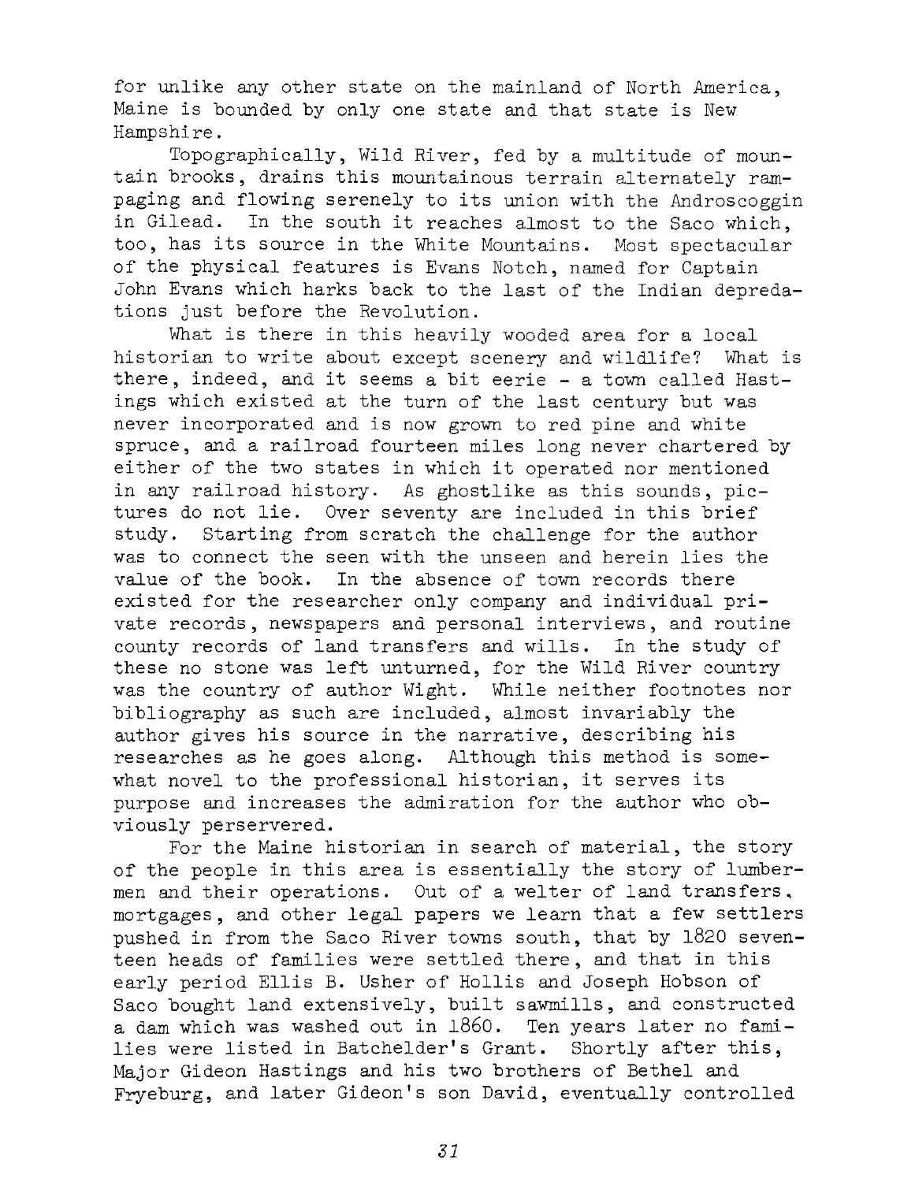for unlike any other state on the mainland of North America, Maine is bounded by only one state and that state is New Hampshire.

Topographically, Wild River, fed by a multitude of mountain brooks, drains this mountainous terrain alternately rampaging and flowing serenely to its union with the Androscoggin in Gilead. In the south it reaches almost to the Saco which, too, has its source in the White Mountains. Most spectacular of the physical features is Evans Notch, named for Captain John Evans which harks back to the last of the Indian depredations just before the Revolution.

What is there in this heavily wooded area for a local historian to write about except scenery and wildlife? What is there, indeed, and it seems a bit eerie - a town called Hastings which existed at the turn of the last century but was never incorporated and is now grown to red pine and white spruce, and a railroad fourteen miles long never chartered by either of the two states in which it operated nor mentioned in any railroad history. As ghostlike as this sounds, pictures do not lie. Over seventy are included in this brief study. Starting from scratch the challenge for the author was to connect the seen with the unseen and herein lies the value of the book. In the absence of town records there existed for the researcher only company and individual private records, newspapers and personal interviews, and routine county records of land transfers and wills. In the study of these no stone was left unturned, for the Wild River country was the country of author Wight. While neither footnotes nor bibliography as such are included, almost invariably the author gives his source in the narrative, describing his researches as he goes along. Although this method is somewhat novel to the professional historian, it serves its purpose and increases the admiration for the author who obviously perservered.

For the Maine historian in search of material, the story of the people in this area is essentially the story of lumbermen and their operations. Out of a welter of land transfers, mortgages, and other legal papers we learn that a few settlers pushed in from the Saco River towns south, that by 1820 seventeen heads of families were settled there, and that in this early period Ellis B. Usher of Hollis and Joseph Hobson of Saco bought land extensively, built sawmills, and constructed a dam which was washed out in 1860. Ten years later no families were listed in Batchelder's Grant. Shortly after this, Major Gideon Hastings and his two brothers of Bethel and Fryeburg, and later Gideon's son David, eventually controlled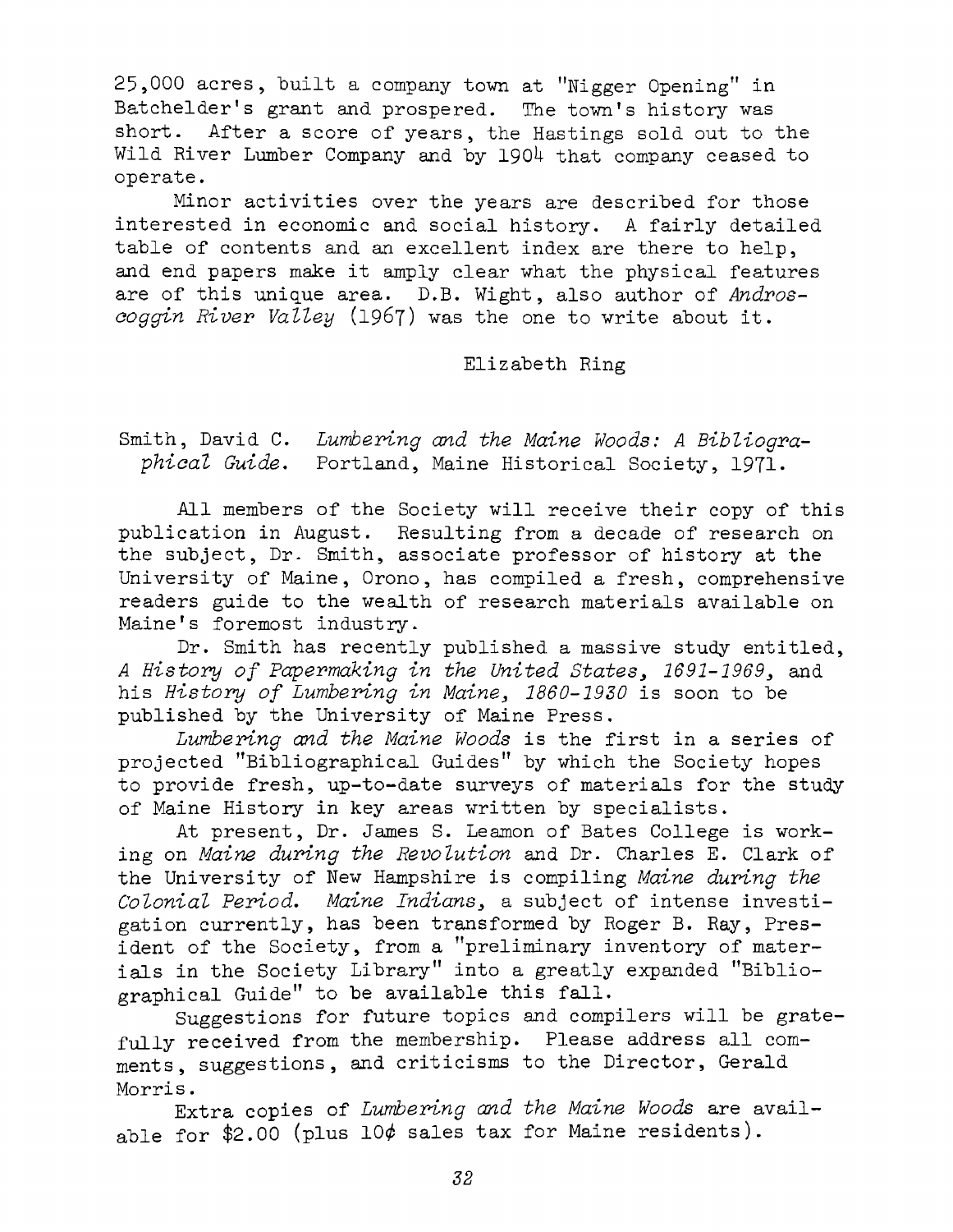25,000 acres, built a company town at "Nigger Opening" in Batchelder's grant and prospered. The town's history was short. After a score of years, the Hastings sold out to the Wild River Lumber Company and by 1904 that company ceased to operate.

Minor activities over the years are described for those interested in economic and social history. A fairly detailed table of contents and an excellent index are there to help, and end papers make it amply clear what the physical features are of this unique area. D.B. Wight, also author of *Androscoggin River Valley* (1967) was the one to write about it.

Elizabeth Ring

Smith, David C. *Lumbering and the Maine Woods: A Bibliographical Guide.* Portland, Maine Historical Society, 1971.

All members of the Society will receive their copy of this publication in August. Resulting from a decade of research on the subject, Dr. Smith, associate professor of history at the University of Maine, Orono, has compiled a fresh, comprehensive readers guide to the wealth of research materials available on Maine's foremost industry.

Dr. Smith has recently published a massive study entitled, *A History of Papermaking in the United States, 1691-1969*, and his *History of Lumbering in Maine, 1860-1930* is soon to be published by the University of Maine Press.

*Lumbering and the Maine Woods* is the first in a series of projected "Bibliographical Guides" by which the Society hopes to provide fresh, up-to-date surveys of materials for the study of Maine History in key areas written by specialists.

At present, Dr. James S. Leamon of Bates College is working on *Maine during the Revolution* and Dr. Charles E. Clark of the University of New Hampshire is compiling *Maine during the Colonial Period. Maine Indians*, a subject of intense investigation currently, has been transformed by Roger B. Ray, President of the Society, from a "preliminary inventory of materials in the Society Library" into a greatly expanded "Bibliographical Guide" to be available this fall.

Suggestions for future topics and compilers will be gratefully received from the membership. Please address all comments, suggestions, and criticisms to the Director, Gerald Morris.

Extra copies of *Lumbering and the Maine Woods* are available for $2.00 (plus 10¢ sales tax for Maine residents).